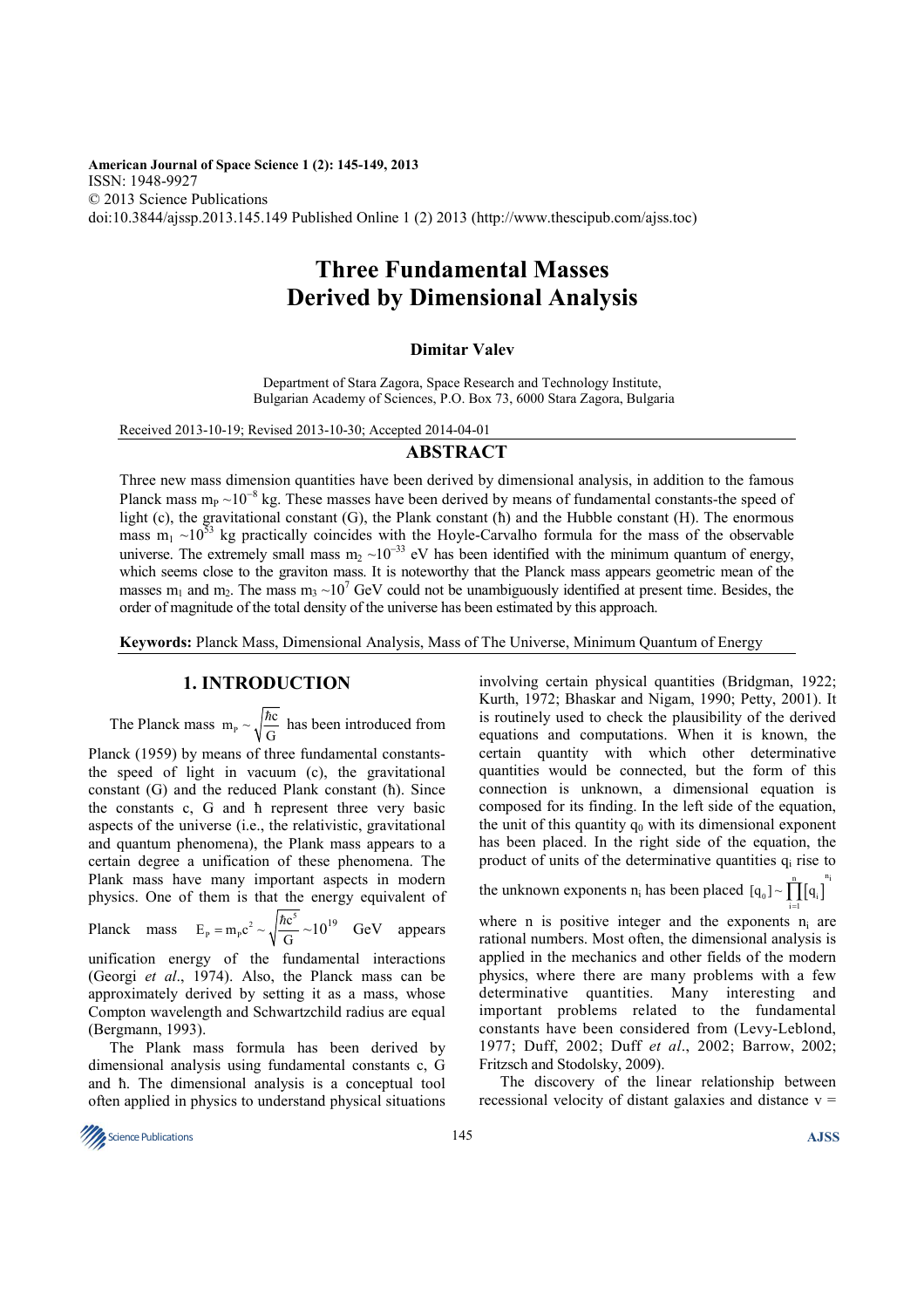American Journal of Space Science 1 (2): 145-149, 2013
ISSN: 1948-9927
© 2013 Science Publications
doi:10.3844/ajssp.2013.145.149 Published Online 1 (2) 2013 (http://www.thescipub.com/ajss.toc)

# Three Fundamental Masses Derived by Dimensional Analysis

**Dimitar Valev**

Department of Stara Zagora, Space Research and Technology Institute,
Bulgarian Academy of Sciences, P.O. Box 73, 6000 Stara Zagora, Bulgaria

Received 2013-10-19; Revised 2013-10-30; Accepted 2014-04-01

## ABSTRACT

Three new mass dimension quantities have been derived by dimensional analysis, in addition to the famous Planck mass $m_P \sim 10^{-8}$ kg. These masses have been derived by means of fundamental constants-the speed of light (c), the gravitational constant (G), the Plank constant (ħ) and the Hubble constant (H). The enormous mass $m_1 \sim 10^{53}$ kg practically coincides with the Hoyle-Carvalho formula for the mass of the observable universe. The extremely small mass $m_2 \sim 10^{-33}$ eV has been identified with the minimum quantum of energy, which seems close to the graviton mass. It is noteworthy that the Planck mass appears geometric mean of the masses $m_1$ and $m_2$. The mass $m_3 \sim 10^7$ GeV could not be unambiguously identified at present time. Besides, the order of magnitude of the total density of the universe has been estimated by this approach.

**Keywords:** Planck Mass, Dimensional Analysis, Mass of The Universe, Minimum Quantum of Energy

## 1. INTRODUCTION

The Planck mass $m_P \sim \sqrt{\frac{\hbar c}{G}}$ has been introduced from Planck (1959) by means of three fundamental constants-the speed of light in vacuum (c), the gravitational constant (G) and the reduced Plank constant (ħ). Since the constants c, G and ħ represent three very basic aspects of the universe (i.e., the relativistic, gravitational and quantum phenomena), the Plank mass appears to a certain degree a unification of these phenomena. The Plank mass have many important aspects in modern physics. One of them is that the energy equivalent of Planck mass $E_P = m_P c^2 \sim \sqrt{\frac{\hbar c^5}{G}} \sim 10^{19}$ GeV appears unification energy of the fundamental interactions (Georgi *et al*., 1974). Also, the Planck mass can be approximately derived by setting it as a mass, whose Compton wavelength and Schwartzchild radius are equal (Bergmann, 1993).

The Plank mass formula has been derived by dimensional analysis using fundamental constants c, G and ħ. The dimensional analysis is a conceptual tool often applied in physics to understand physical situations involving certain physical quantities (Bridgman, 1922; Kurth, 1972; Bhaskar and Nigam, 1990; Petty, 2001). It is routinely used to check the plausibility of the derived equations and computations. When it is known, the certain quantity with which other determinative quantities would be connected, but the form of this connection is unknown, a dimensional equation is composed for its finding. In the left side of the equation, the unit of this quantity $q_0$ with its dimensional exponent has been placed. In the right side of the equation, the product of units of the determinative quantities $q_i$ rise to the unknown exponents $n_i$ has been placed $[q_0] \sim \prod_{i=1}^{n} [q_i]^{n_i}$ where n is positive integer and the exponents $n_i$ are rational numbers. Most often, the dimensional analysis is applied in the mechanics and other fields of the modern physics, where there are many problems with a few determinative quantities. Many interesting and important problems related to the fundamental constants have been considered from (Levy-Leblond, 1977; Duff, 2002; Duff *et al*., 2002; Barrow, 2002; Fritzsch and Stodolsky, 2009).

The discovery of the linear relationship between recessional velocity of distant galaxies and distance v =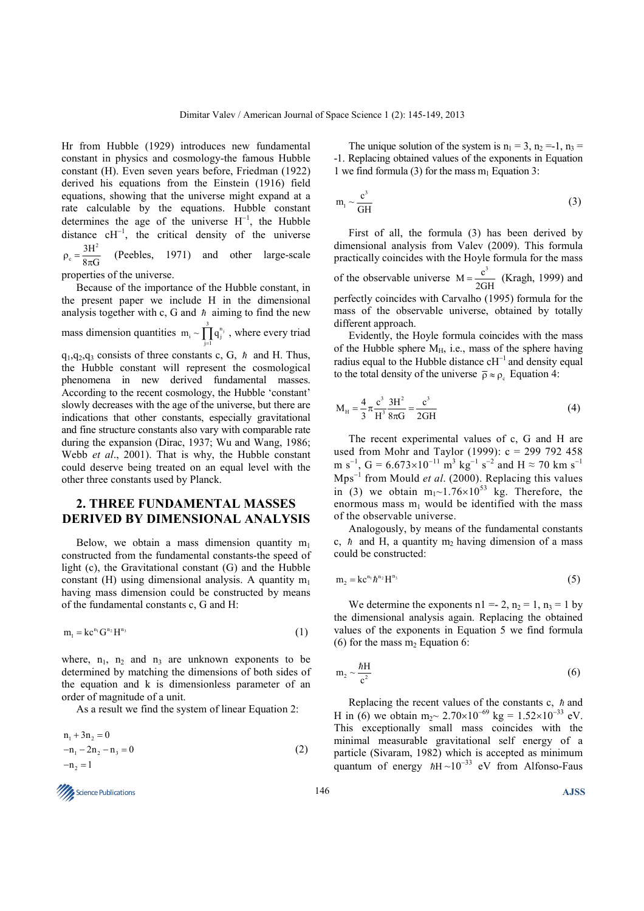Hr from Hubble (1929) introduces new fundamental constant in physics and cosmology-the famous Hubble constant (H). Even seven years before, Friedman (1922) derived his equations from the Einstein (1916) field equations, showing that the universe might expand at a rate calculable by the equations. Hubble constant determines the age of the universe $H^{-1}$, the Hubble distance $cH^{-1}$, the critical density of the universe $\rho_c = \frac{3H^2}{8\pi G}$ (Peebles, 1971) and other large-scale properties of the universe.

Because of the importance of the Hubble constant, in the present paper we include H in the dimensional analysis together with c, G and $\hbar$ aiming to find the new mass dimension quantities $m_i \sim \prod_{j=1}^{3} q_j^{n_j}$, where every triad $q_1,q_2,q_3$ consists of three constants c, G, $\hbar$ and H. Thus, the Hubble constant will represent the cosmological phenomena in new derived fundamental masses. According to the recent cosmology, the Hubble 'constant' slowly decreases with the age of the universe, but there are indications that other constants, especially gravitational and fine structure constants also vary with comparable rate during the expansion (Dirac, 1937; Wu and Wang, 1986; Webb *et al*., 2001). That is why, the Hubble constant could deserve being treated on an equal level with the other three constants used by Planck.

## 2. THREE FUNDAMENTAL MASSES DERIVED BY DIMENSIONAL ANALYSIS

Below, we obtain a mass dimension quantity $m_1$ constructed from the fundamental constants-the speed of light (c), the Gravitational constant (G) and the Hubble constant (H) using dimensional analysis. A quantity $m_1$ having mass dimension could be constructed by means of the fundamental constants c, G and H:

$$m_1 = kc^{n_1}G^{n_2}H^{n_3} \tag{1}$$

where, $n_1$, $n_2$ and $n_3$ are unknown exponents to be determined by matching the dimensions of both sides of the equation and k is dimensionless parameter of an order of magnitude of a unit.

As a result we find the system of linear Equation 2:

$$\begin{aligned} n_1 + 3n_2 &= 0 \\ -n_1 - 2n_2 - n_3 &= 0 \\ -n_2 &= 1 \end{aligned} \tag{2}$$

The unique solution of the system is $n_1 = 3$, $n_2 = -1$, $n_3 = -1$. Replacing obtained values of the exponents in Equation 1 we find formula (3) for the mass $m_1$ Equation 3:

$$m_1 \sim \frac{c^3}{GH} \tag{3}$$

First of all, the formula (3) has been derived by dimensional analysis from Valev (2009). This formula practically coincides with the Hoyle formula for the mass of the observable universe $M = \frac{c^3}{2GH}$ (Kragh, 1999) and perfectly coincides with Carvalho (1995) formula for the mass of the observable universe, obtained by totally different approach.

Evidently, the Hoyle formula coincides with the mass of the Hubble sphere $M_H$, i.e., mass of the sphere having radius equal to the Hubble distance $cH^{-1}$ and density equal to the total density of the universe $\bar{\rho} \approx \rho_c$ Equation 4:

$$M_H = \frac{4}{3}\pi \frac{c^3}{H^3} \frac{3H^2}{8\pi G} = \frac{c^3}{2GH} \tag{4}$$

The recent experimental values of c, G and H are used from Mohr and Taylor (1999): c = 299 792 458 m $s^{-1}$, G = $6.673\times10^{-11}$ $m^3$ $kg^{-1}$ $s^{-2}$ and H ≈ 70 km $s^{-1}$ $Mps^{-1}$ from Mould *et al*. (2000). Replacing this values in (3) we obtain $m_1 \sim 1.76\times10^{53}$ kg. Therefore, the enormous mass $m_1$ would be identified with the mass of the observable universe.

Analogously, by means of the fundamental constants c, $\hbar$ and H, a quantity $m_2$ having dimension of a mass could be constructed:

$$m_2 = kc^{n_1}\hbar^{n_2}H^{n_3} \tag{5}$$

We determine the exponents n1 =- 2, $n_2 = 1$, $n_3 = 1$ by the dimensional analysis again. Replacing the obtained values of the exponents in Equation 5 we find formula (6) for the mass $m_2$ Equation 6:

$$m_2 \sim \frac{\hbar H}{c^2} \tag{6}$$

Replacing the recent values of the constants c, $\hbar$ and H in (6) we obtain $m_2 \sim 2.70\times10^{-69}$ kg = $1.52\times10^{-33}$ eV. This exceptionally small mass coincides with the minimal measurable gravitational self energy of a particle (Sivaram, 1982) which is accepted as minimum quantum of energy $\hbar H \sim 10^{-33}$ eV from Alfonso-Faus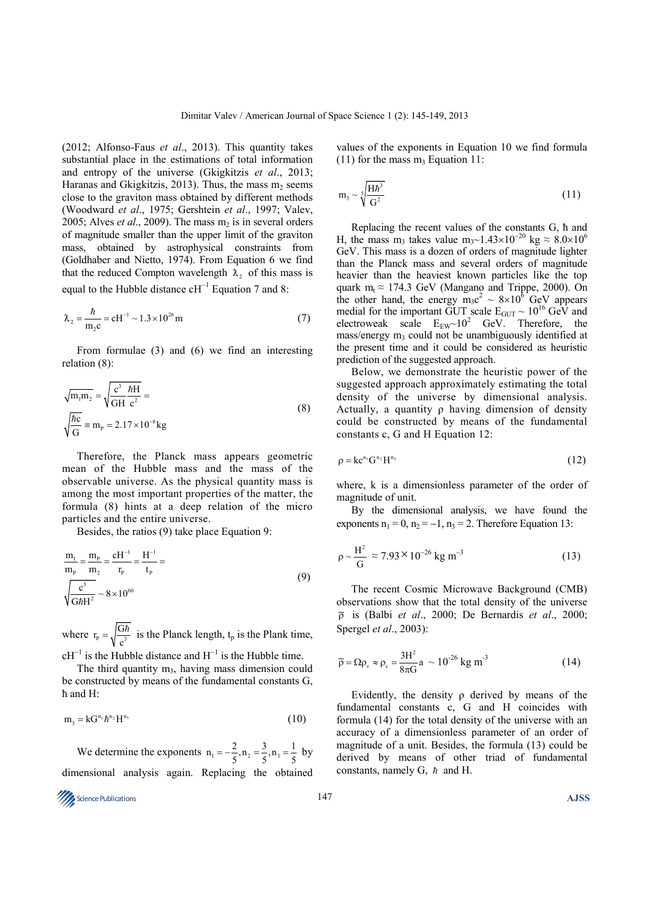(2012; Alfonso-Faus *et al*., 2013). This quantity takes substantial place in the estimations of total information and entropy of the universe (Gkigkitzis *et al*., 2013; Haranas and Gkigkitzis, 2013). Thus, the mass $m_2$ seems close to the graviton mass obtained by different methods (Woodward *et al*., 1975; Gershtein *et al*., 1997; Valev, 2005; Alves *et al*., 2009). The mass $m_2$ is in several orders of magnitude smaller than the upper limit of the graviton mass, obtained by astrophysical constraints from (Goldhaber and Nietto, 1974). From Equation 6 we find that the reduced Compton wavelength $\lambda_2$ of this mass is equal to the Hubble distance $cH^{-1}$ Equation 7 and 8:

$$\lambda_2 = \frac{\hbar}{m_2 c} = cH^{-1} \sim 1.3\times10^{26}\,\text{m} \tag{7}$$

From formulae (3) and (6) we find an interesting relation (8):

$$\sqrt{m_1 m_2} = \sqrt{\frac{c^3}{GH}\frac{\hbar H}{c^2}} = \sqrt{\frac{\hbar c}{G}} \equiv m_P = 2.17\times10^{-8}\,\text{kg} \tag{8}$$

Therefore, the Planck mass appears geometric mean of the Hubble mass and the mass of the observable universe. As the physical quantity mass is among the most important properties of the matter, the formula (8) hints at a deep relation of the micro particles and the entire universe.

Besides, the ratios (9) take place Equation 9:

$$\frac{m_1}{m_P} = \frac{m_P}{m_2} = \frac{cH^{-1}}{r_P} = \frac{H^{-1}}{t_P} = \sqrt{\frac{c^5}{G\hbar H^2}} \sim 8\times10^{60} \tag{9}$$

where $r_P = \sqrt{\frac{G\hbar}{c^3}}$ is the Planck length, $t_p$ is the Plank time, $cH^{-1}$ is the Hubble distance and $H^{-1}$ is the Hubble time.

The third quantity $m_3$, having mass dimension could be constructed by means of the fundamental constants G, ħ and H:

$$m_3 = kG^{n_1}\hbar^{n_2}H^{n_3} \tag{10}$$

We determine the exponents $n_1 = -\frac{2}{5}, n_2 = \frac{3}{5}, n_3 = \frac{1}{5}$ by dimensional analysis again. Replacing the obtained values of the exponents in Equation 10 we find formula (11) for the mass $m_3$ Equation 11:

$$m_3 \sim \sqrt[5]{\frac{H\hbar^3}{G^2}} \tag{11}$$

Replacing the recent values of the constants G, ħ and H, the mass $m_3$ takes value $m_3 \sim 1.43\times10^{-20}$ kg $\approx 8.0\times10^6$ GeV. This mass is a dozen of orders of magnitude lighter than the Planck mass and several orders of magnitude heavier than the heaviest known particles like the top quark $m_t \approx 174.3$ GeV (Mangano and Trippe, 2000). On the other hand, the energy $m_3c^2 \sim 8\times10^6$ GeV appears medial for the important GUT scale $E_{GUT} \sim 10^{16}$ GeV and electroweak scale $E_{EW} \sim 10^2$ GeV. Therefore, the mass/energy $m_3$ could not be unambiguously identified at the present time and it could be considered as heuristic prediction of the suggested approach.

Below, we demonstrate the heuristic power of the suggested approach approximately estimating the total density of the universe by dimensional analysis. Actually, a quantity ρ having dimension of density could be constructed by means of the fundamental constants c, G and H Equation 12:

$$\rho = kc^{n_1}G^{n_2}H^{n_3} \tag{12}$$

where, k is a dimensionless parameter of the order of magnitude of unit.

By the dimensional analysis, we have found the exponents $n_1 = 0$, $n_2 = -1$, $n_3 = 2$. Therefore Equation 13:

$$\rho \sim \frac{H^2}{G} \approx 7.93\times10^{-26}\,\text{kg m}^{-3} \tag{13}$$

The recent Cosmic Microwave Background (CMB) observations show that the total density of the universe $\bar{\rho}$ is (Balbi *et al*., 2000; De Bernardis *et al*., 2000; Spergel *et al*., 2003):

$$\bar{\rho} = \Omega\rho_c \approx \rho_c = \frac{3H^2}{8\pi G}a \sim 10^{-26}\,\text{kg m}^{-3} \tag{14}$$

Evidently, the density ρ derived by means of the fundamental constants c, G and H coincides with formula (14) for the total density of the universe with an accuracy of a dimensionless parameter of an order of magnitude of a unit. Besides, the formula (13) could be derived by means of other triad of fundamental constants, namely G, ħ and H.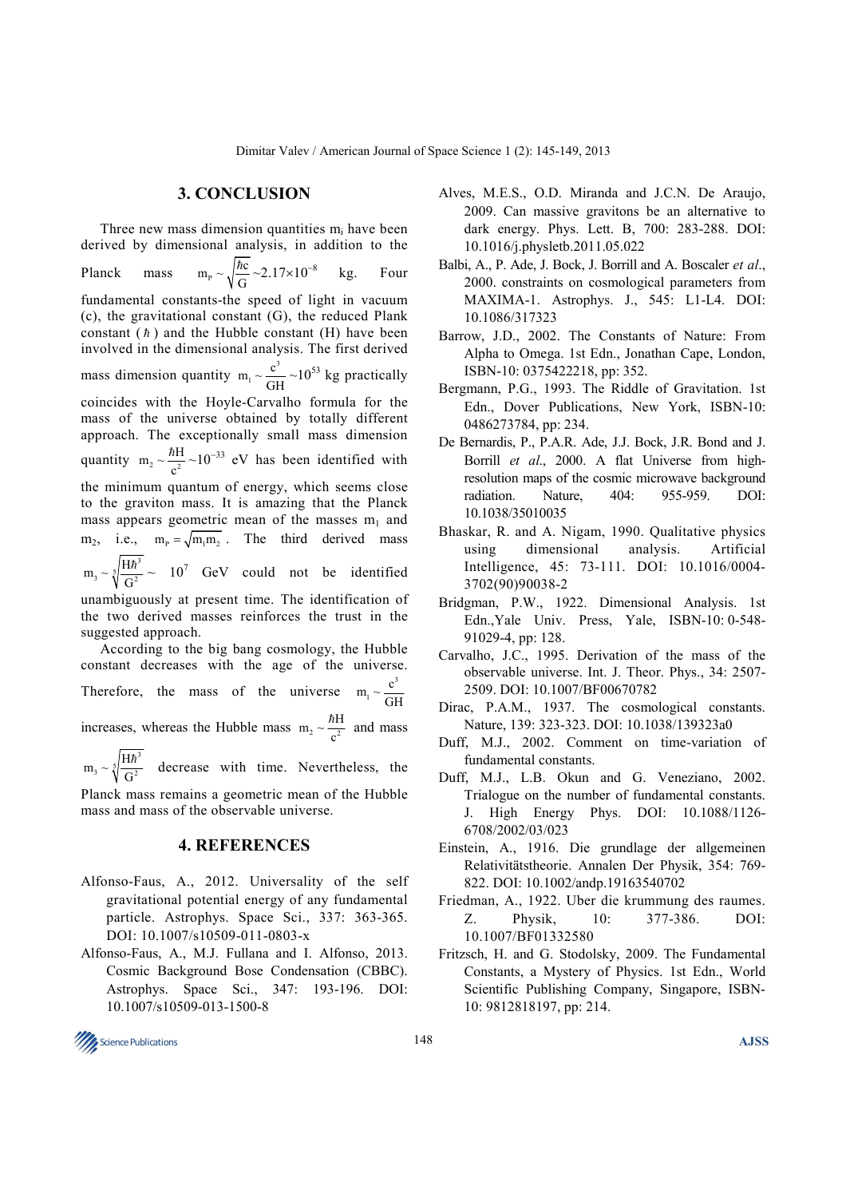## 3. CONCLUSION

Three new mass dimension quantities $m_i$ have been derived by dimensional analysis, in addition to the Planck mass $m_P \sim \sqrt{\frac{\hbar c}{G}} \sim 2.17\times10^{-8}$ kg. Four fundamental constants-the speed of light in vacuum (c), the gravitational constant (G), the reduced Plank constant ($\hbar$) and the Hubble constant (H) have been involved in the dimensional analysis. The first derived mass dimension quantity $m_1 \sim \frac{c^3}{GH} \sim 10^{53}$ kg practically coincides with the Hoyle-Carvalho formula for the mass of the universe obtained by totally different approach. The exceptionally small mass dimension quantity $m_2 \sim \frac{\hbar H}{c^2} \sim 10^{-33}$ eV has been identified with the minimum quantum of energy, which seems close to the graviton mass. It is amazing that the Planck mass appears geometric mean of the masses $m_1$ and $m_2$, i.e., $m_P = \sqrt{m_1 m_2}$. The third derived mass $m_3 \sim \sqrt[5]{\frac{H\hbar^3}{G^2}} \sim 10^7$ GeV could not be identified unambiguously at present time. The identification of the two derived masses reinforces the trust in the suggested approach.

According to the big bang cosmology, the Hubble constant decreases with the age of the universe. Therefore, the mass of the universe $m_1 \sim \frac{c^3}{GH}$ increases, whereas the Hubble mass $m_2 \sim \frac{\hbar H}{c^2}$ and mass $m_3 \sim \sqrt[5]{\frac{H\hbar^3}{G^2}}$ decrease with time. Nevertheless, the Planck mass remains a geometric mean of the Hubble mass and mass of the observable universe.

## 4. REFERENCES

Alfonso-Faus, A., 2012. Universality of the self gravitational potential energy of any fundamental particle. Astrophys. Space Sci., 337: 363-365. DOI: 10.1007/s10509-011-0803-x

Alfonso-Faus, A., M.J. Fullana and I. Alfonso, 2013. Cosmic Background Bose Condensation (CBBC). Astrophys. Space Sci., 347: 193-196. DOI: 10.1007/s10509-013-1500-8

Alves, M.E.S., O.D. Miranda and J.C.N. De Araujo, 2009. Can massive gravitons be an alternative to dark energy. Phys. Lett. B, 700: 283-288. DOI: 10.1016/j.physletb.2011.05.022

Balbi, A., P. Ade, J. Bock, J. Borrill and A. Boscaler *et al*., 2000. constraints on cosmological parameters from MAXIMA-1. Astrophys. J., 545: L1-L4. DOI: 10.1086/317323

Barrow, J.D., 2002. The Constants of Nature: From Alpha to Omega. 1st Edn., Jonathan Cape, London, ISBN-10: 0375422218, pp: 352.

Bergmann, P.G., 1993. The Riddle of Gravitation. 1st Edn., Dover Publications, New York, ISBN-10: 0486273784, pp: 234.

De Bernardis, P., P.A.R. Ade, J.J. Bock, J.R. Bond and J. Borrill *et al*., 2000. A flat Universe from high-resolution maps of the cosmic microwave background radiation. Nature, 404: 955-959. DOI: 10.1038/35010035

Bhaskar, R. and A. Nigam, 1990. Qualitative physics using dimensional analysis. Artificial Intelligence, 45: 73-111. DOI: 10.1016/0004-3702(90)90038-2

Bridgman, P.W., 1922. Dimensional Analysis. 1st Edn.,Yale Univ. Press, Yale, ISBN-10: 0-548-91029-4, pp: 128.

Carvalho, J.C., 1995. Derivation of the mass of the observable universe. Int. J. Theor. Phys., 34: 2507-2509. DOI: 10.1007/BF00670782

Dirac, P.A.M., 1937. The cosmological constants. Nature, 139: 323-323. DOI: 10.1038/139323a0

Duff, M.J., 2002. Comment on time-variation of fundamental constants.

Duff, M.J., L.B. Okun and G. Veneziano, 2002. Trialogue on the number of fundamental constants. J. High Energy Phys. DOI: 10.1088/1126-6708/2002/03/023

Einstein, A., 1916. Die grundlage der allgemeinen Relativitätstheorie. Annalen Der Physik, 354: 769-822. DOI: 10.1002/andp.19163540702

Friedman, A., 1922. Uber die krummung des raumes. Z. Physik, 10: 377-386. DOI: 10.1007/BF01332580

Fritzsch, H. and G. Stodolsky, 2009. The Fundamental Constants, a Mystery of Physics. 1st Edn., World Scientific Publishing Company, Singapore, ISBN-10: 9812818197, pp: 214.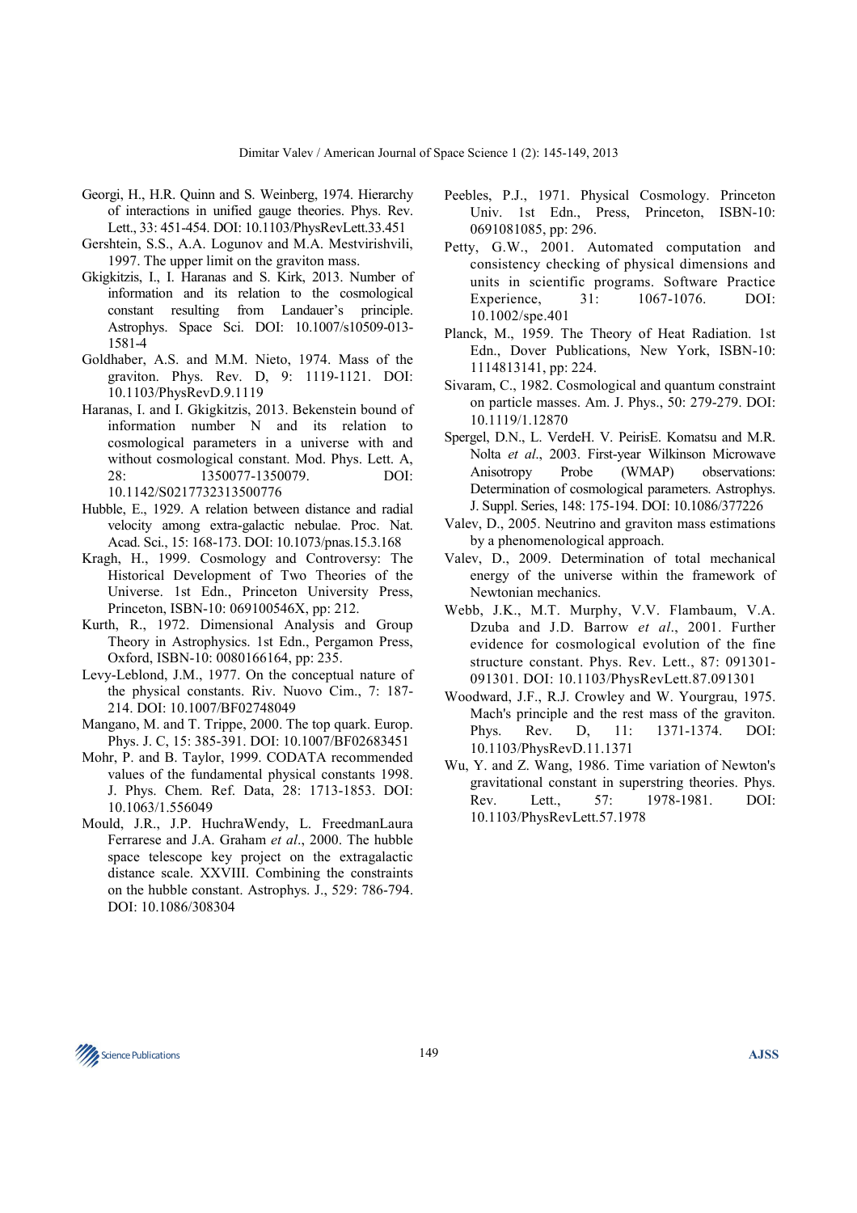Georgi, H., H.R. Quinn and S. Weinberg, 1974. Hierarchy of interactions in unified gauge theories. Phys. Rev. Lett., 33: 451-454. DOI: 10.1103/PhysRevLett.33.451

Gershtein, S.S., A.A. Logunov and M.A. Mestvirishvili, 1997. The upper limit on the graviton mass.

Gkigkitzis, I., I. Haranas and S. Kirk, 2013. Number of information and its relation to the cosmological constant resulting from Landauer's principle. Astrophys. Space Sci. DOI: 10.1007/s10509-013-1581-4

Goldhaber, A.S. and M.M. Nieto, 1974. Mass of the graviton. Phys. Rev. D, 9: 1119-1121. DOI: 10.1103/PhysRevD.9.1119

Haranas, I. and I. Gkigkitzis, 2013. Bekenstein bound of information number N and its relation to cosmological parameters in a universe with and without cosmological constant. Mod. Phys. Lett. A, 28: 1350077-1350079. DOI: 10.1142/S0217732313500776

Hubble, E., 1929. A relation between distance and radial velocity among extra-galactic nebulae. Proc. Nat. Acad. Sci., 15: 168-173. DOI: 10.1073/pnas.15.3.168

Kragh, H., 1999. Cosmology and Controversy: The Historical Development of Two Theories of the Universe. 1st Edn., Princeton University Press, Princeton, ISBN-10: 069100546X, pp: 212.

Kurth, R., 1972. Dimensional Analysis and Group Theory in Astrophysics. 1st Edn., Pergamon Press, Oxford, ISBN-10: 0080166164, pp: 235.

Levy-Leblond, J.M., 1977. On the conceptual nature of the physical constants. Riv. Nuovo Cim., 7: 187-214. DOI: 10.1007/BF02748049

Mangano, M. and T. Trippe, 2000. The top quark. Europ. Phys. J. C, 15: 385-391. DOI: 10.1007/BF02683451

Mohr, P. and B. Taylor, 1999. CODATA recommended values of the fundamental physical constants 1998. J. Phys. Chem. Ref. Data, 28: 1713-1853. DOI: 10.1063/1.556049

Mould, J.R., J.P. HuchraWendy, L. FreedmanLaura Ferrarese and J.A. Graham *et al*., 2000. The hubble space telescope key project on the extragalactic distance scale. XXVIII. Combining the constraints on the hubble constant. Astrophys. J., 529: 786-794. DOI: 10.1086/308304

Peebles, P.J., 1971. Physical Cosmology. Princeton Univ. 1st Edn., Press, Princeton, ISBN-10: 0691081085, pp: 296.

Petty, G.W., 2001. Automated computation and consistency checking of physical dimensions and units in scientific programs. Software Practice Experience, 31: 1067-1076. DOI: 10.1002/spe.401

Planck, M., 1959. The Theory of Heat Radiation. 1st Edn., Dover Publications, New York, ISBN-10: 1114813141, pp: 224.

Sivaram, C., 1982. Cosmological and quantum constraint on particle masses. Am. J. Phys., 50: 279-279. DOI: 10.1119/1.12870

Spergel, D.N., L. VerdeH. V. PeirisE. Komatsu and M.R. Nolta *et al*., 2003. First-year Wilkinson Microwave Anisotropy Probe (WMAP) observations: Determination of cosmological parameters. Astrophys. J. Suppl. Series, 148: 175-194. DOI: 10.1086/377226

Valev, D., 2005. Neutrino and graviton mass estimations by a phenomenological approach.

Valev, D., 2009. Determination of total mechanical energy of the universe within the framework of Newtonian mechanics.

Webb, J.K., M.T. Murphy, V.V. Flambaum, V.A. Dzuba and J.D. Barrow *et al*., 2001. Further evidence for cosmological evolution of the fine structure constant. Phys. Rev. Lett., 87: 091301-091301. DOI: 10.1103/PhysRevLett.87.091301

Woodward, J.F., R.J. Crowley and W. Yourgrau, 1975. Mach's principle and the rest mass of the graviton. Phys. Rev. D, 11: 1371-1374. DOI: 10.1103/PhysRevD.11.1371

Wu, Y. and Z. Wang, 1986. Time variation of Newton's gravitational constant in superstring theories. Phys. Rev. Lett., 57: 1978-1981. DOI: 10.1103/PhysRevLett.57.1978